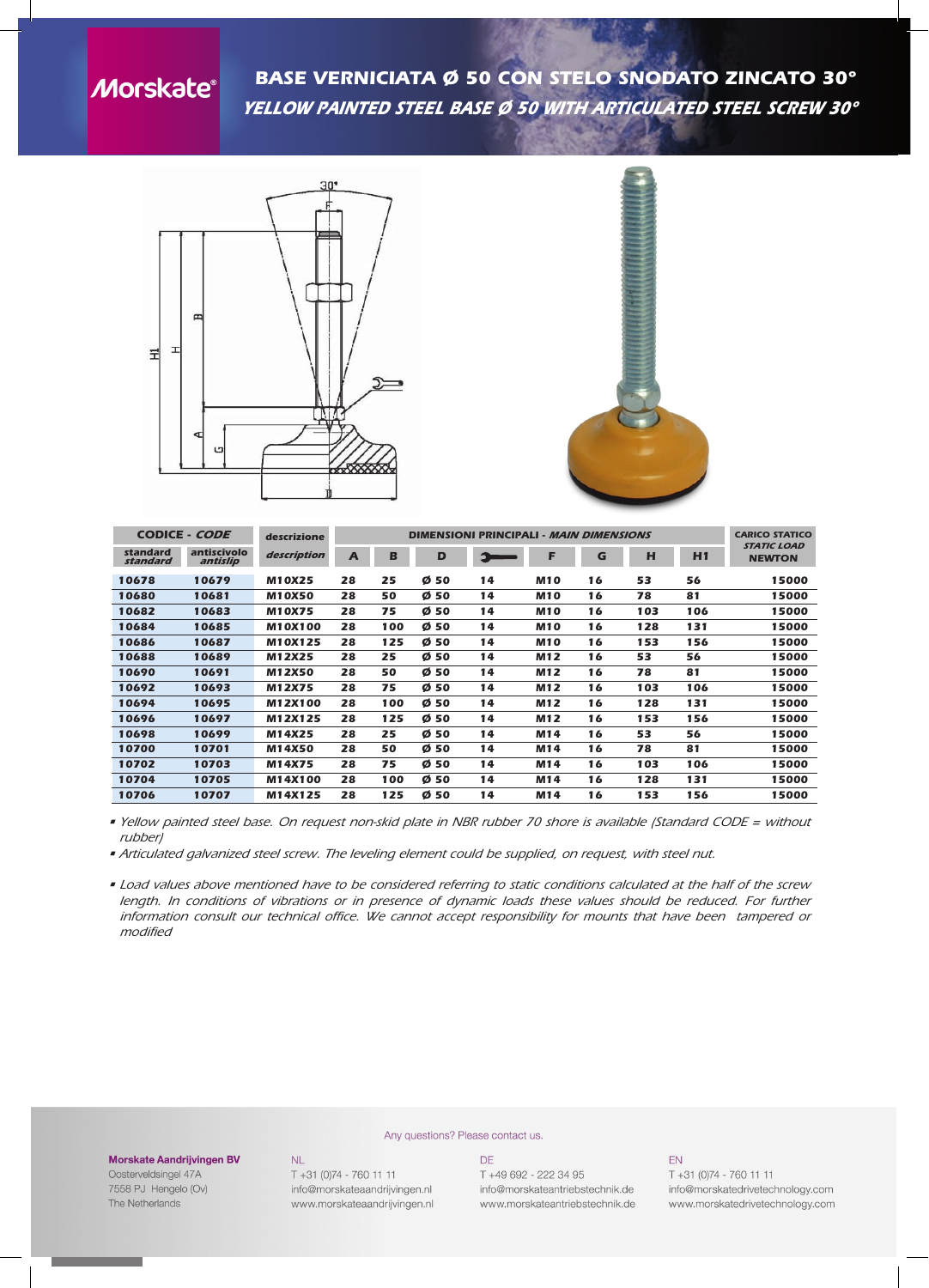Morskate®

# BASE VERNICIATA Ø 50 CON STELO SNODATO ZINCATO 30°

## *YELLOW PAINTED STEEL BASE Ø 50 WITH ARTICULATED STEEL SCREW 30°*

| CODICE - *CODE* | | descrizione | DIMENSIONI PRINCIPALI - *MAIN DIMENSIONS* | | | | | | | | CARICO STATICO *STATIC LOAD* NEWTON |
|---|---|---|---|---|---|---|---|---|---|---|---|
| standard *standard* | antiscivolo *antislip* | *description* | A | B | D | (wrench) | F | G | H | H1 | |
| 10678 | 10679 | M10X25 | 28 | 25 | Ø 50 | 14 | M10 | 16 | 53 | 56 | 15000 |
| 10680 | 10681 | M10X50 | 28 | 50 | Ø 50 | 14 | M10 | 16 | 78 | 81 | 15000 |
| 10682 | 10683 | M10X75 | 28 | 75 | Ø 50 | 14 | M10 | 16 | 103 | 106 | 15000 |
| 10684 | 10685 | M10X100 | 28 | 100 | Ø 50 | 14 | M10 | 16 | 128 | 131 | 15000 |
| 10686 | 10687 | M10X125 | 28 | 125 | Ø 50 | 14 | M10 | 16 | 153 | 156 | 15000 |
| 10688 | 10689 | M12X25 | 28 | 25 | Ø 50 | 14 | M12 | 16 | 53 | 56 | 15000 |
| 10690 | 10691 | M12X50 | 28 | 50 | Ø 50 | 14 | M12 | 16 | 78 | 81 | 15000 |
| 10692 | 10693 | M12X75 | 28 | 75 | Ø 50 | 14 | M12 | 16 | 103 | 106 | 15000 |
| 10694 | 10695 | M12X100 | 28 | 100 | Ø 50 | 14 | M12 | 16 | 128 | 131 | 15000 |
| 10696 | 10697 | M12X125 | 28 | 125 | Ø 50 | 14 | M12 | 16 | 153 | 156 | 15000 |
| 10698 | 10699 | M14X25 | 28 | 25 | Ø 50 | 14 | M14 | 16 | 53 | 56 | 15000 |
| 10700 | 10701 | M14X50 | 28 | 50 | Ø 50 | 14 | M14 | 16 | 78 | 81 | 15000 |
| 10702 | 10703 | M14X75 | 28 | 75 | Ø 50 | 14 | M14 | 16 | 103 | 106 | 15000 |
| 10704 | 10705 | M14X100 | 28 | 100 | Ø 50 | 14 | M14 | 16 | 128 | 131 | 15000 |
| 10706 | 10707 | M14X125 | 28 | 125 | Ø 50 | 14 | M14 | 16 | 153 | 156 | 15000 |

- *Yellow painted steel base. On request non-skid plate in NBR rubber 70 shore is available (Standard CODE = without rubber)*
- *Articulated galvanized steel screw. The leveling element could be supplied, on request, with steel nut.*

- *Load values above mentioned have to be considered referring to static conditions calculated at the half of the screw length. In conditions of vibrations or in presence of dynamic loads these values should be reduced. For further information consult our technical office. We cannot accept responsibility for mounts that have been tampered or modified*

Any questions? Please contact us.

**Morskate Aandrijvingen BV**
Oosterveldsingel 47A
7558 PJ Hengelo (Ov)
The Netherlands

NL
T +31 (0)74 - 760 11 11
info@morskateaandrijvingen.nl
www.morskateaandrijvingen.nl

DE
T +49 692 - 222 34 95
info@morskateantriebstechnik.de
www.morskateantriebstechnik.de

EN
T +31 (0)74 - 760 11 11
info@morskatedrivetechnology.com
www.morskatedrivetechnology.com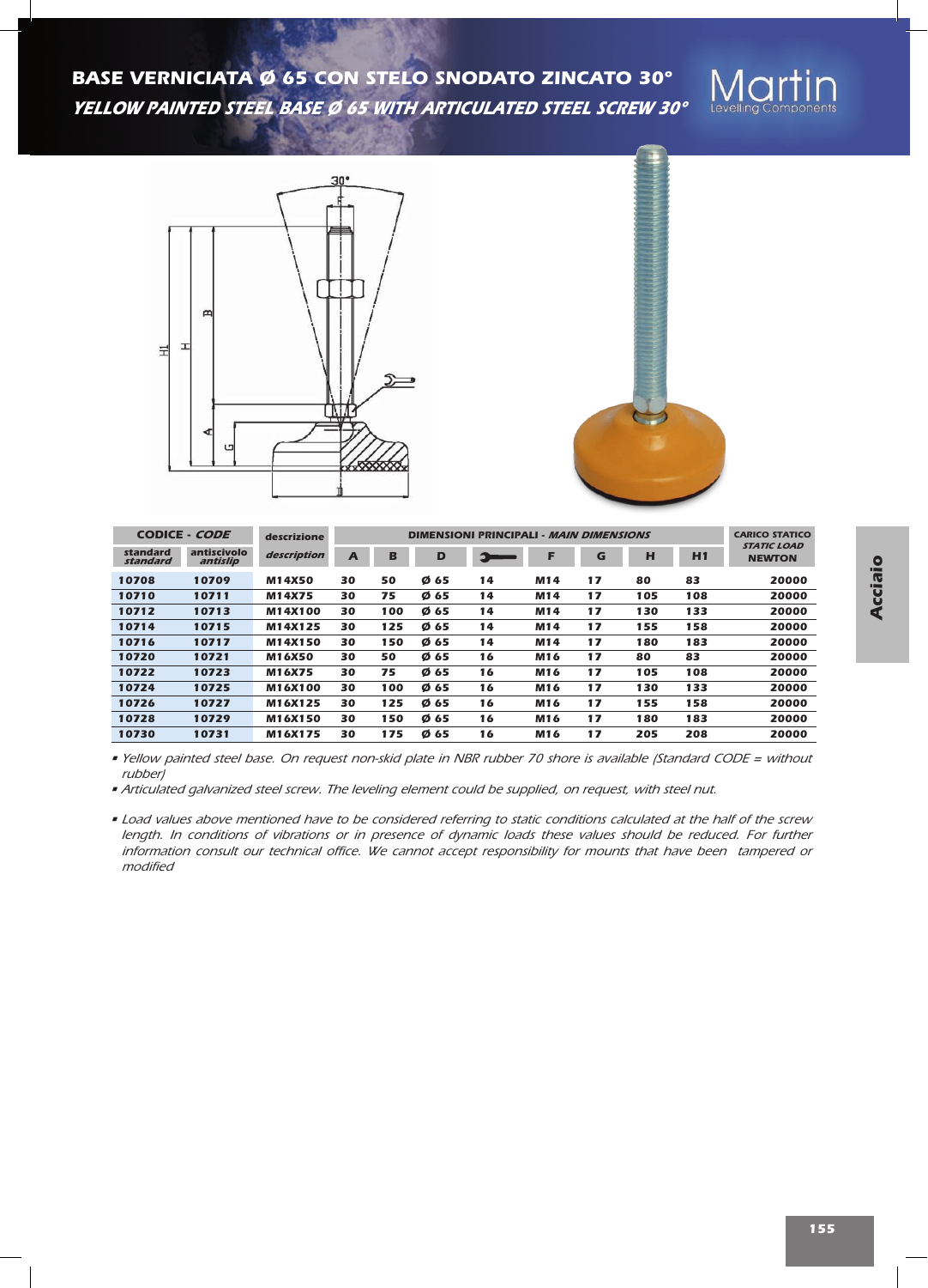# BASE VERNICIATA Ø 65 CON STELO SNODATO ZINCATO 30°

## *YELLOW PAINTED STEEL BASE Ø 65 WITH ARTICULATED STEEL SCREW 30°*

| CODICE - *CODE* | | descrizione | DIMENSIONI PRINCIPALI - *MAIN DIMENSIONS* | | | | | | | | CARICO STATICO *STATIC LOAD* NEWTON |
|---|---|---|---|---|---|---|---|---|---|---|---|
| standard *standard* | antiscivolo *antislip* | *description* | A | B | D | (wrench) | F | G | H | H1 | |
| 10708 | 10709 | M14X50 | 30 | 50 | Ø 65 | 14 | M14 | 17 | 80 | 83 | 20000 |
| 10710 | 10711 | M14X75 | 30 | 75 | Ø 65 | 14 | M14 | 17 | 105 | 108 | 20000 |
| 10712 | 10713 | M14X100 | 30 | 100 | Ø 65 | 14 | M14 | 17 | 130 | 133 | 20000 |
| 10714 | 10715 | M14X125 | 30 | 125 | Ø 65 | 14 | M14 | 17 | 155 | 158 | 20000 |
| 10716 | 10717 | M14X150 | 30 | 150 | Ø 65 | 14 | M14 | 17 | 180 | 183 | 20000 |
| 10720 | 10721 | M16X50 | 30 | 50 | Ø 65 | 16 | M16 | 17 | 80 | 83 | 20000 |
| 10722 | 10723 | M16X75 | 30 | 75 | Ø 65 | 16 | M16 | 17 | 105 | 108 | 20000 |
| 10724 | 10725 | M16X100 | 30 | 100 | Ø 65 | 16 | M16 | 17 | 130 | 133 | 20000 |
| 10726 | 10727 | M16X125 | 30 | 125 | Ø 65 | 16 | M16 | 17 | 155 | 158 | 20000 |
| 10728 | 10729 | M16X150 | 30 | 150 | Ø 65 | 16 | M16 | 17 | 180 | 183 | 20000 |
| 10730 | 10731 | M16X175 | 30 | 175 | Ø 65 | 16 | M16 | 17 | 205 | 208 | 20000 |

- *Yellow painted steel base. On request non-skid plate in NBR rubber 70 shore is available (Standard CODE = without rubber)*
- *Articulated galvanized steel screw. The leveling element could be supplied, on request, with steel nut.*

- *Load values above mentioned have to be considered referring to static conditions calculated at the half of the screw length. In conditions of vibrations or in presence of dynamic loads these values should be reduced. For further information consult our technical office. We cannot accept responsibility for mounts that have been tampered or modified*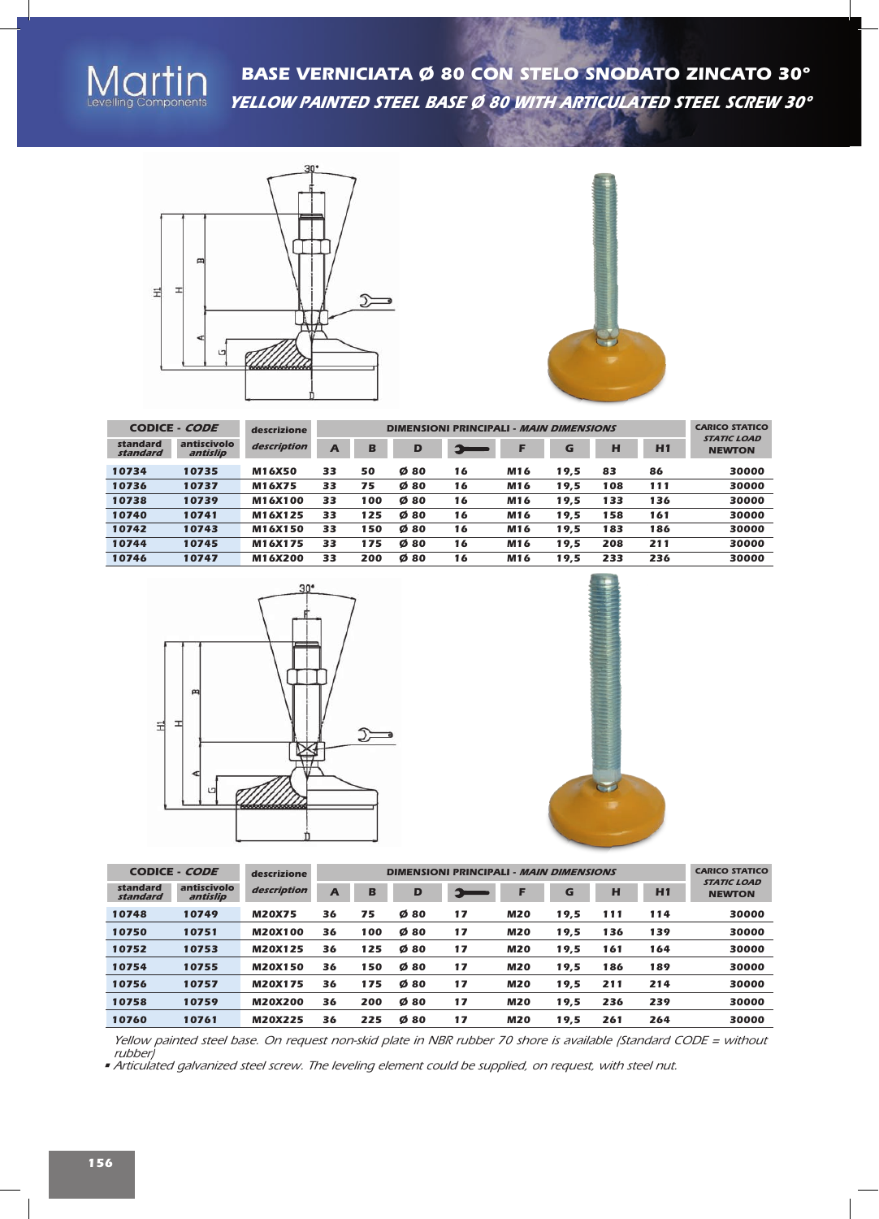# BASE VERNICIATA Ø 80 CON STELO SNODATO ZINCATO 30°

## *YELLOW PAINTED STEEL BASE Ø 80 WITH ARTICULATED STEEL SCREW 30°*

| CODICE - *CODE* | | descrizione | DIMENSIONI PRINCIPALI - *MAIN DIMENSIONS* | | | | | | | | CARICO STATICO *STATIC LOAD* NEWTON |
|---|---|---|---|---|---|---|---|---|---|---|---|
| standard *standard* | antiscivolo *antislip* | *description* | A | B | D | (wrench) | F | G | H | H1 | |
| 10734 | 10735 | M16X50 | 33 | 50 | Ø 80 | 16 | M16 | 19,5 | 83 | 86 | 30000 |
| 10736 | 10737 | M16X75 | 33 | 75 | Ø 80 | 16 | M16 | 19,5 | 108 | 111 | 30000 |
| 10738 | 10739 | M16X100 | 33 | 100 | Ø 80 | 16 | M16 | 19,5 | 133 | 136 | 30000 |
| 10740 | 10741 | M16X125 | 33 | 125 | Ø 80 | 16 | M16 | 19,5 | 158 | 161 | 30000 |
| 10742 | 10743 | M16X150 | 33 | 150 | Ø 80 | 16 | M16 | 19,5 | 183 | 186 | 30000 |
| 10744 | 10745 | M16X175 | 33 | 175 | Ø 80 | 16 | M16 | 19,5 | 208 | 211 | 30000 |
| 10746 | 10747 | M16X200 | 33 | 200 | Ø 80 | 16 | M16 | 19,5 | 233 | 236 | 30000 |

| CODICE - *CODE* | | descrizione | DIMENSIONI PRINCIPALI - *MAIN DIMENSIONS* | | | | | | | | CARICO STATICO *STATIC LOAD* NEWTON |
|---|---|---|---|---|---|---|---|---|---|---|---|
| standard *standard* | antiscivolo *antislip* | *description* | A | B | D | (wrench) | F | G | H | H1 | |
| 10748 | 10749 | M20X75 | 36 | 75 | Ø 80 | 17 | M20 | 19,5 | 111 | 114 | 30000 |
| 10750 | 10751 | M20X100 | 36 | 100 | Ø 80 | 17 | M20 | 19,5 | 136 | 139 | 30000 |
| 10752 | 10753 | M20X125 | 36 | 125 | Ø 80 | 17 | M20 | 19,5 | 161 | 164 | 30000 |
| 10754 | 10755 | M20X150 | 36 | 150 | Ø 80 | 17 | M20 | 19,5 | 186 | 189 | 30000 |
| 10756 | 10757 | M20X175 | 36 | 175 | Ø 80 | 17 | M20 | 19,5 | 211 | 214 | 30000 |
| 10758 | 10759 | M20X200 | 36 | 200 | Ø 80 | 17 | M20 | 19,5 | 236 | 239 | 30000 |
| 10760 | 10761 | M20X225 | 36 | 225 | Ø 80 | 17 | M20 | 19,5 | 261 | 264 | 30000 |

*Yellow painted steel base. On request non-skid plate in NBR rubber 70 shore is available (Standard CODE = without rubber)*

- *Articulated galvanized steel screw. The leveling element could be supplied, on request, with steel nut.*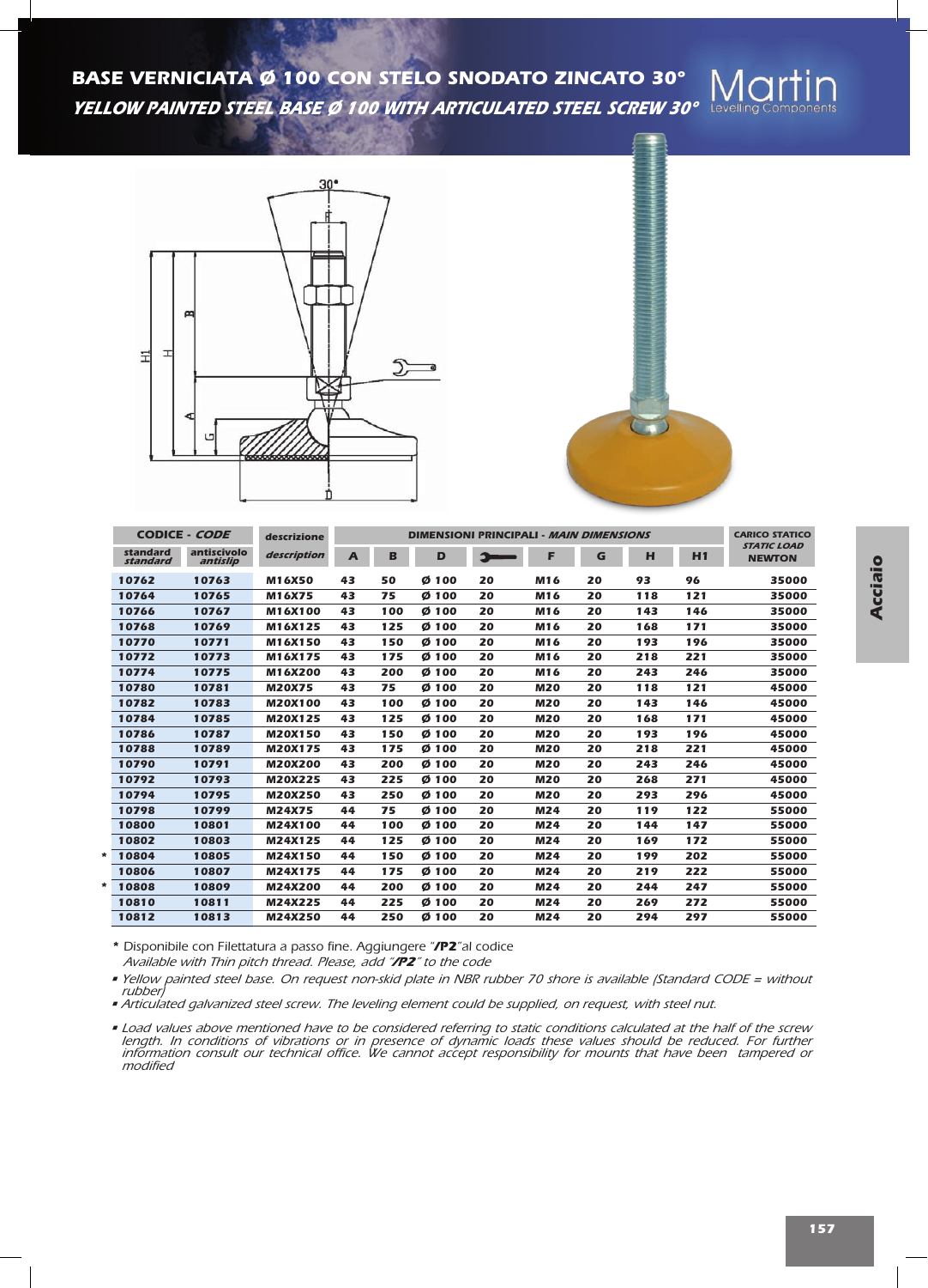# BASE VERNICIATA Ø 100 CON STELO SNODATO ZINCATO 30°

## *YELLOW PAINTED STEEL BASE Ø 100 WITH ARTICULATED STEEL SCREW 30°*

| CODICE - *CODE* | | descrizione | DIMENSIONI PRINCIPALI - *MAIN DIMENSIONS* | | | | | | | | CARICO STATICO *STATIC LOAD* NEWTON |
|---|---|---|---|---|---|---|---|---|---|---|---|
| standard *standard* | antiscivolo *antislip* | *description* | A | B | D | (wrench) | F | G | H | H1 | |
| 10762 | 10763 | M16X50 | 43 | 50 | Ø 100 | 20 | M16 | 20 | 93 | 96 | 35000 |
| 10764 | 10765 | M16X75 | 43 | 75 | Ø 100 | 20 | M16 | 20 | 118 | 121 | 35000 |
| 10766 | 10767 | M16X100 | 43 | 100 | Ø 100 | 20 | M16 | 20 | 143 | 146 | 35000 |
| 10768 | 10769 | M16X125 | 43 | 125 | Ø 100 | 20 | M16 | 20 | 168 | 171 | 35000 |
| 10770 | 10771 | M16X150 | 43 | 150 | Ø 100 | 20 | M16 | 20 | 193 | 196 | 35000 |
| 10772 | 10773 | M16X175 | 43 | 175 | Ø 100 | 20 | M16 | 20 | 218 | 221 | 35000 |
| 10774 | 10775 | M16X200 | 43 | 200 | Ø 100 | 20 | M16 | 20 | 243 | 246 | 35000 |
| 10780 | 10781 | M20X75 | 43 | 75 | Ø 100 | 20 | M20 | 20 | 118 | 121 | 45000 |
| 10782 | 10783 | M20X100 | 43 | 100 | Ø 100 | 20 | M20 | 20 | 143 | 146 | 45000 |
| 10784 | 10785 | M20X125 | 43 | 125 | Ø 100 | 20 | M20 | 20 | 168 | 171 | 45000 |
| 10786 | 10787 | M20X150 | 43 | 150 | Ø 100 | 20 | M20 | 20 | 193 | 196 | 45000 |
| 10788 | 10789 | M20X175 | 43 | 175 | Ø 100 | 20 | M20 | 20 | 218 | 221 | 45000 |
| 10790 | 10791 | M20X200 | 43 | 200 | Ø 100 | 20 | M20 | 20 | 243 | 246 | 45000 |
| 10792 | 10793 | M20X225 | 43 | 225 | Ø 100 | 20 | M20 | 20 | 268 | 271 | 45000 |
| 10794 | 10795 | M20X250 | 43 | 250 | Ø 100 | 20 | M20 | 20 | 293 | 296 | 45000 |
| 10798 | 10799 | M24X75 | 44 | 75 | Ø 100 | 20 | M24 | 20 | 119 | 122 | 55000 |
| 10800 | 10801 | M24X100 | 44 | 100 | Ø 100 | 20 | M24 | 20 | 144 | 147 | 55000 |
| 10802 | 10803 | M24X125 | 44 | 125 | Ø 100 | 20 | M24 | 20 | 169 | 172 | 55000 |
| * 10804 | 10805 | M24X150 | 44 | 150 | Ø 100 | 20 | M24 | 20 | 199 | 202 | 55000 |
| 10806 | 10807 | M24X175 | 44 | 175 | Ø 100 | 20 | M24 | 20 | 219 | 222 | 55000 |
| * 10808 | 10809 | M24X200 | 44 | 200 | Ø 100 | 20 | M24 | 20 | 244 | 247 | 55000 |
| 10810 | 10811 | M24X225 | 44 | 225 | Ø 100 | 20 | M24 | 20 | 269 | 272 | 55000 |
| 10812 | 10813 | M24X250 | 44 | 250 | Ø 100 | 20 | M24 | 20 | 294 | 297 | 55000 |

\* Disponibile con Filettatura a passo fine. Aggiungere "**/P2**"al codice
*Available with Thin pitch thread. Please, add "**/P2**" to the code*

- *Yellow painted steel base. On request non-skid plate in NBR rubber 70 shore is available (Standard CODE = without rubber)*
- *Articulated galvanized steel screw. The leveling element could be supplied, on request, with steel nut.*
- *Load values above mentioned have to be considered referring to static conditions calculated at the half of the screw length. In conditions of vibrations or in presence of dynamic loads these values should be reduced. For further information consult our technical office. We cannot accept responsibility for mounts that have been tampered or modified*

Acciaio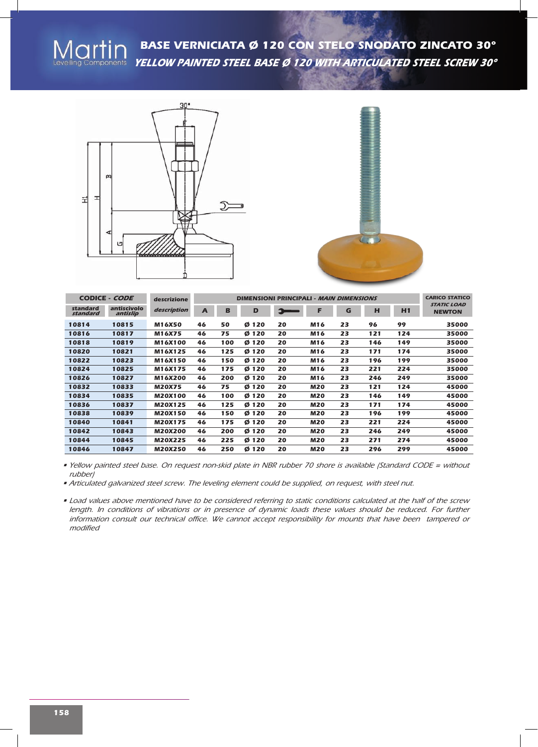Martin
Levelling Components

# BASE VERNICIATA Ø 120 CON STELO SNODATO ZINCATO 30°

## *YELLOW PAINTED STEEL BASE Ø 120 WITH ARTICULATED STEEL SCREW 30°*

| CODICE - *CODE* | | descrizione | DIMENSIONI PRINCIPALI - *MAIN DIMENSIONS* | | | | | | | | CARICO STATICO *STATIC LOAD* |
|---|---|---|---|---|---|---|---|---|---|---|---|
| standard *standard* | antiscivolo *antislip* | *description* | A | B | D | (wrench) | F | G | H | H1 | NEWTON |
| 10814 | 10815 | M16X50 | 46 | 50 | Ø 120 | 20 | M16 | 23 | 96 | 99 | 35000 |
| 10816 | 10817 | M16X75 | 46 | 75 | Ø 120 | 20 | M16 | 23 | 121 | 124 | 35000 |
| 10818 | 10819 | M16X100 | 46 | 100 | Ø 120 | 20 | M16 | 23 | 146 | 149 | 35000 |
| 10820 | 10821 | M16X125 | 46 | 125 | Ø 120 | 20 | M16 | 23 | 171 | 174 | 35000 |
| 10822 | 10823 | M16X150 | 46 | 150 | Ø 120 | 20 | M16 | 23 | 196 | 199 | 35000 |
| 10824 | 10825 | M16X175 | 46 | 175 | Ø 120 | 20 | M16 | 23 | 221 | 224 | 35000 |
| 10826 | 10827 | M16X200 | 46 | 200 | Ø 120 | 20 | M16 | 23 | 246 | 249 | 35000 |
| 10832 | 10833 | M20X75 | 46 | 75 | Ø 120 | 20 | M20 | 23 | 121 | 124 | 45000 |
| 10834 | 10835 | M20X100 | 46 | 100 | Ø 120 | 20 | M20 | 23 | 146 | 149 | 45000 |
| 10836 | 10837 | M20X125 | 46 | 125 | Ø 120 | 20 | M20 | 23 | 171 | 174 | 45000 |
| 10838 | 10839 | M20X150 | 46 | 150 | Ø 120 | 20 | M20 | 23 | 196 | 199 | 45000 |
| 10840 | 10841 | M20X175 | 46 | 175 | Ø 120 | 20 | M20 | 23 | 221 | 224 | 45000 |
| 10842 | 10843 | M20X200 | 46 | 200 | Ø 120 | 20 | M20 | 23 | 246 | 249 | 45000 |
| 10844 | 10845 | M20X225 | 46 | 225 | Ø 120 | 20 | M20 | 23 | 271 | 274 | 45000 |
| 10846 | 10847 | M20X250 | 46 | 250 | Ø 120 | 20 | M20 | 23 | 296 | 299 | 45000 |

- *Yellow painted steel base. On request non-skid plate in NBR rubber 70 shore is available (Standard CODE = without rubber)*
- *Articulated galvanized steel screw. The leveling element could be supplied, on request, with steel nut.*

- *Load values above mentioned have to be considered referring to static conditions calculated at the half of the screw length. In conditions of vibrations or in presence of dynamic loads these values should be reduced. For further information consult our technical office. We cannot accept responsibility for mounts that have been tampered or modified*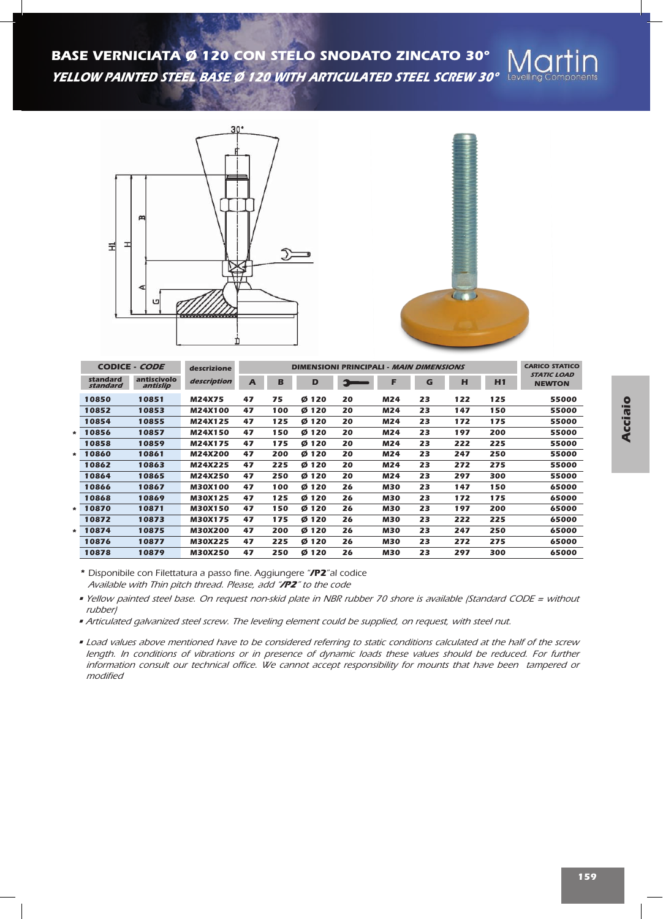# BASE VERNICIATA Ø 120 CON STELO SNODATO ZINCATO 30°

## *YELLOW PAINTED STEEL BASE Ø 120 WITH ARTICULATED STEEL SCREW 30°*

Martin
Levelling Components

| CODICE - *CODE* | | descrizione | DIMENSIONI PRINCIPALI - *MAIN DIMENSIONS* | | | | | | | | CARICO STATICO *STATIC LOAD* NEWTON |
|---|---|---|---|---|---|---|---|---|---|---|---|
| standard *standard* | antiscivolo *antislip* | *description* | A | B | D | (chiave) | F | G | H | H1 | |
| 10850 | 10851 | M24X75 | 47 | 75 | Ø 120 | 20 | M24 | 23 | 122 | 125 | 55000 |
| 10852 | 10853 | M24X100 | 47 | 100 | Ø 120 | 20 | M24 | 23 | 147 | 150 | 55000 |
| 10854 | 10855 | M24X125 | 47 | 125 | Ø 120 | 20 | M24 | 23 | 172 | 175 | 55000 |
| * 10856 | 10857 | M24X150 | 47 | 150 | Ø 120 | 20 | M24 | 23 | 197 | 200 | 55000 |
| 10858 | 10859 | M24X175 | 47 | 175 | Ø 120 | 20 | M24 | 23 | 222 | 225 | 55000 |
| * 10860 | 10861 | M24X200 | 47 | 200 | Ø 120 | 20 | M24 | 23 | 247 | 250 | 55000 |
| 10862 | 10863 | M24X225 | 47 | 225 | Ø 120 | 20 | M24 | 23 | 272 | 275 | 55000 |
| 10864 | 10865 | M24X250 | 47 | 250 | Ø 120 | 20 | M24 | 23 | 297 | 300 | 55000 |
| 10866 | 10867 | M30X100 | 47 | 100 | Ø 120 | 26 | M30 | 23 | 147 | 150 | 65000 |
| 10868 | 10869 | M30X125 | 47 | 125 | Ø 120 | 26 | M30 | 23 | 172 | 175 | 65000 |
| * 10870 | 10871 | M30X150 | 47 | 150 | Ø 120 | 26 | M30 | 23 | 197 | 200 | 65000 |
| 10872 | 10873 | M30X175 | 47 | 175 | Ø 120 | 26 | M30 | 23 | 222 | 225 | 65000 |
| * 10874 | 10875 | M30X200 | 47 | 200 | Ø 120 | 26 | M30 | 23 | 247 | 250 | 65000 |
| 10876 | 10877 | M30X225 | 47 | 225 | Ø 120 | 26 | M30 | 23 | 272 | 275 | 65000 |
| 10878 | 10879 | M30X250 | 47 | 250 | Ø 120 | 26 | M30 | 23 | 297 | 300 | 65000 |

\* Disponibile con Filettatura a passo fine. Aggiungere "**/P2**"al codice
*Available with Thin pitch thread. Please, add "**/P2**" to the code*

- *Yellow painted steel base. On request non-skid plate in NBR rubber 70 shore is available (Standard CODE = without rubber)*
- *Articulated galvanized steel screw. The leveling element could be supplied, on request, with steel nut.*
- *Load values above mentioned have to be considered referring to static conditions calculated at the half of the screw length. In conditions of vibrations or in presence of dynamic loads these values should be reduced. For further information consult our technical office. We cannot accept responsibility for mounts that have been tampered or modified*

Acciaio